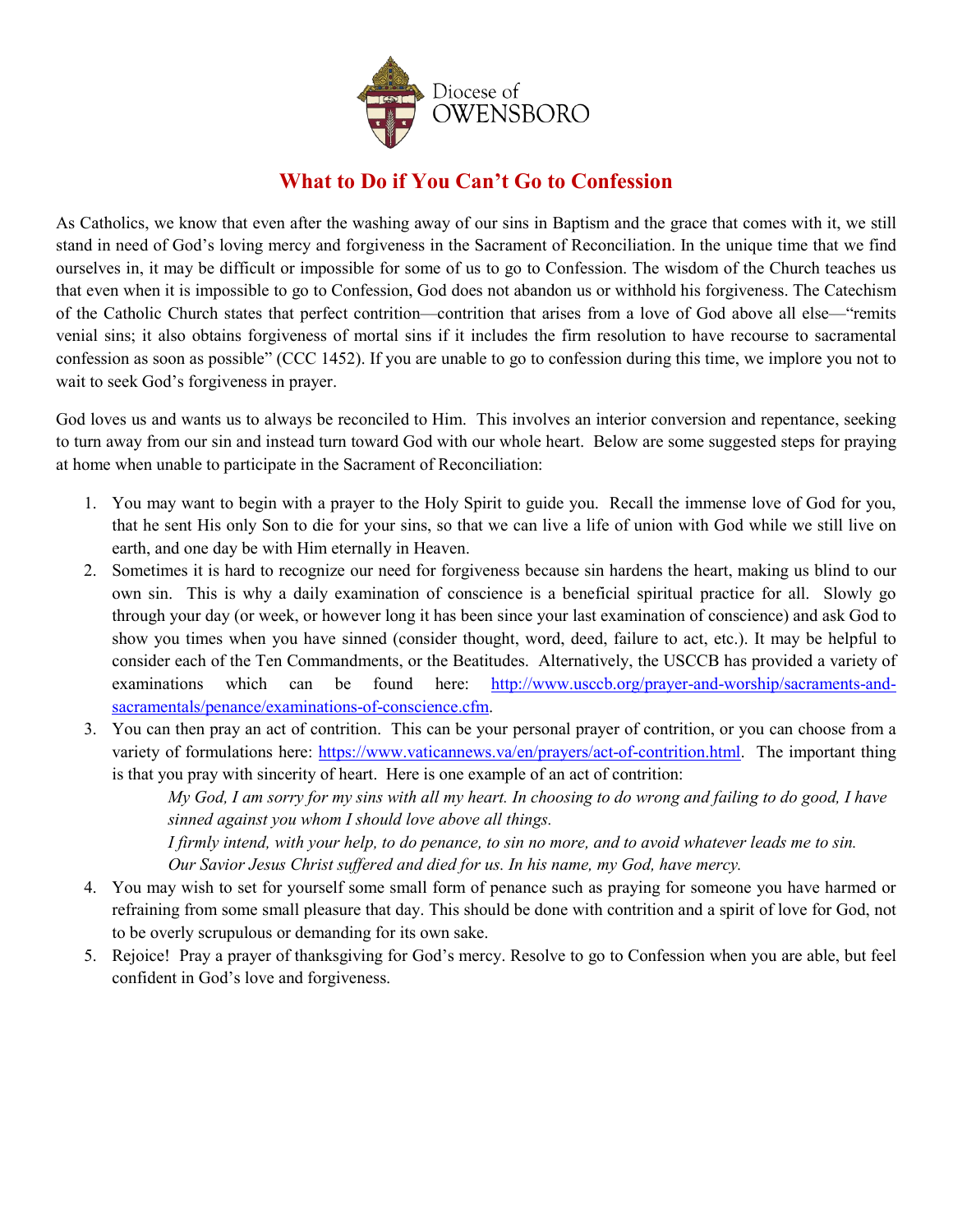Diocese of OWENSBORO

# What to Do if You Can't Go to Confession

As Catholics, we know that even after the washing away of our sins in Baptism and the grace that comes with it, we still stand in need of God's loving mercy and forgiveness in the Sacrament of Reconciliation. In the unique time that we find ourselves in, it may be difficult or impossible for some of us to go to Confession. The wisdom of the Church teaches us that even when it is impossible to go to Confession, God does not abandon us or withhold his forgiveness. The Catechism of the Catholic Church states that perfect contrition—contrition that arises from a love of God above all else—"remits venial sins; it also obtains forgiveness of mortal sins if it includes the firm resolution to have recourse to sacramental confession as soon as possible" (CCC 1452). If you are unable to go to confession during this time, we implore you not to wait to seek God's forgiveness in prayer.

God loves us and wants us to always be reconciled to Him. This involves an interior conversion and repentance, seeking to turn away from our sin and instead turn toward God with our whole heart. Below are some suggested steps for praying at home when unable to participate in the Sacrament of Reconciliation:

1. You may want to begin with a prayer to the Holy Spirit to guide you. Recall the immense love of God for you, that he sent His only Son to die for your sins, so that we can live a life of union with God while we still live on earth, and one day be with Him eternally in Heaven.
2. Sometimes it is hard to recognize our need for forgiveness because sin hardens the heart, making us blind to our own sin. This is why a daily examination of conscience is a beneficial spiritual practice for all. Slowly go through your day (or week, or however long it has been since your last examination of conscience) and ask God to show you times when you have sinned (consider thought, word, deed, failure to act, etc.). It may be helpful to consider each of the Ten Commandments, or the Beatitudes. Alternatively, the USCCB has provided a variety of examinations which can be found here: [http://www.usccb.org/prayer-and-worship/sacraments-and-sacramentals/penance/examinations-of-conscience.cfm](http://www.usccb.org/prayer-and-worship/sacraments-and-sacramentals/penance/examinations-of-conscience.cfm).
3. You can then pray an act of contrition. This can be your personal prayer of contrition, or you can choose from a variety of formulations here: [https://www.vaticannews.va/en/prayers/act-of-contrition.html](https://www.vaticannews.va/en/prayers/act-of-contrition.html). The important thing is that you pray with sincerity of heart. Here is one example of an act of contrition:

    *My God, I am sorry for my sins with all my heart. In choosing to do wrong and failing to do good, I have sinned against you whom I should love above all things.*
    *I firmly intend, with your help, to do penance, to sin no more, and to avoid whatever leads me to sin.*
    *Our Savior Jesus Christ suffered and died for us. In his name, my God, have mercy.*

4. You may wish to set for yourself some small form of penance such as praying for someone you have harmed or refraining from some small pleasure that day. This should be done with contrition and a spirit of love for God, not to be overly scrupulous or demanding for its own sake.
5. Rejoice! Pray a prayer of thanksgiving for God's mercy. Resolve to go to Confession when you are able, but feel confident in God's love and forgiveness.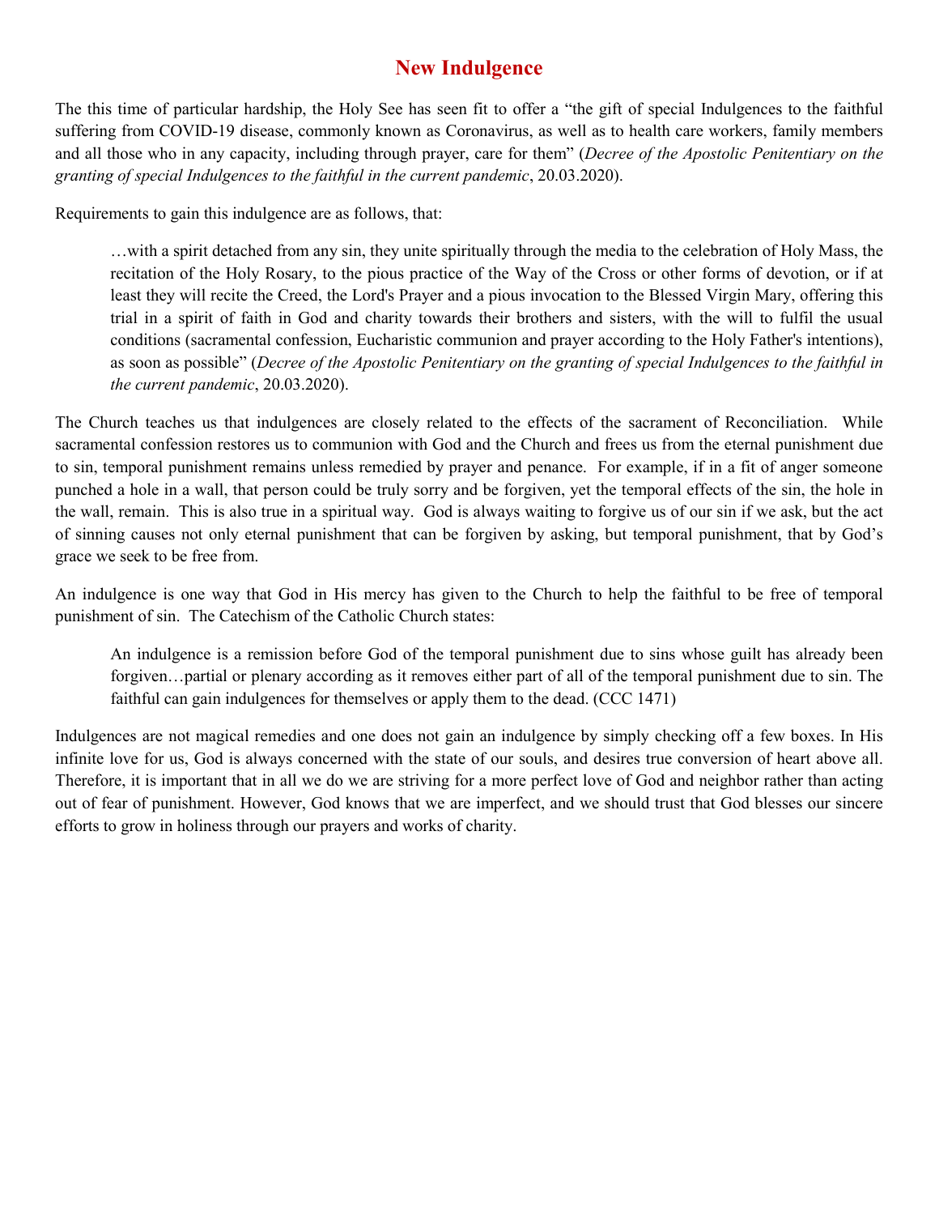# New Indulgence

The this time of particular hardship, the Holy See has seen fit to offer a "the gift of special Indulgences to the faithful suffering from COVID-19 disease, commonly known as Coronavirus, as well as to health care workers, family members and all those who in any capacity, including through prayer, care for them" (*Decree of the Apostolic Penitentiary on the granting of special Indulgences to the faithful in the current pandemic*, 20.03.2020).

Requirements to gain this indulgence are as follows, that:

> …with a spirit detached from any sin, they unite spiritually through the media to the celebration of Holy Mass, the recitation of the Holy Rosary, to the pious practice of the Way of the Cross or other forms of devotion, or if at least they will recite the Creed, the Lord's Prayer and a pious invocation to the Blessed Virgin Mary, offering this trial in a spirit of faith in God and charity towards their brothers and sisters, with the will to fulfil the usual conditions (sacramental confession, Eucharistic communion and prayer according to the Holy Father's intentions), as soon as possible" (*Decree of the Apostolic Penitentiary on the granting of special Indulgences to the faithful in the current pandemic*, 20.03.2020).

The Church teaches us that indulgences are closely related to the effects of the sacrament of Reconciliation. While sacramental confession restores us to communion with God and the Church and frees us from the eternal punishment due to sin, temporal punishment remains unless remedied by prayer and penance. For example, if in a fit of anger someone punched a hole in a wall, that person could be truly sorry and be forgiven, yet the temporal effects of the sin, the hole in the wall, remain. This is also true in a spiritual way. God is always waiting to forgive us of our sin if we ask, but the act of sinning causes not only eternal punishment that can be forgiven by asking, but temporal punishment, that by God's grace we seek to be free from.

An indulgence is one way that God in His mercy has given to the Church to help the faithful to be free of temporal punishment of sin. The Catechism of the Catholic Church states:

> An indulgence is a remission before God of the temporal punishment due to sins whose guilt has already been forgiven…partial or plenary according as it removes either part of all of the temporal punishment due to sin. The faithful can gain indulgences for themselves or apply them to the dead. (CCC 1471)

Indulgences are not magical remedies and one does not gain an indulgence by simply checking off a few boxes. In His infinite love for us, God is always concerned with the state of our souls, and desires true conversion of heart above all. Therefore, it is important that in all we do we are striving for a more perfect love of God and neighbor rather than acting out of fear of punishment. However, God knows that we are imperfect, and we should trust that God blesses our sincere efforts to grow in holiness through our prayers and works of charity.